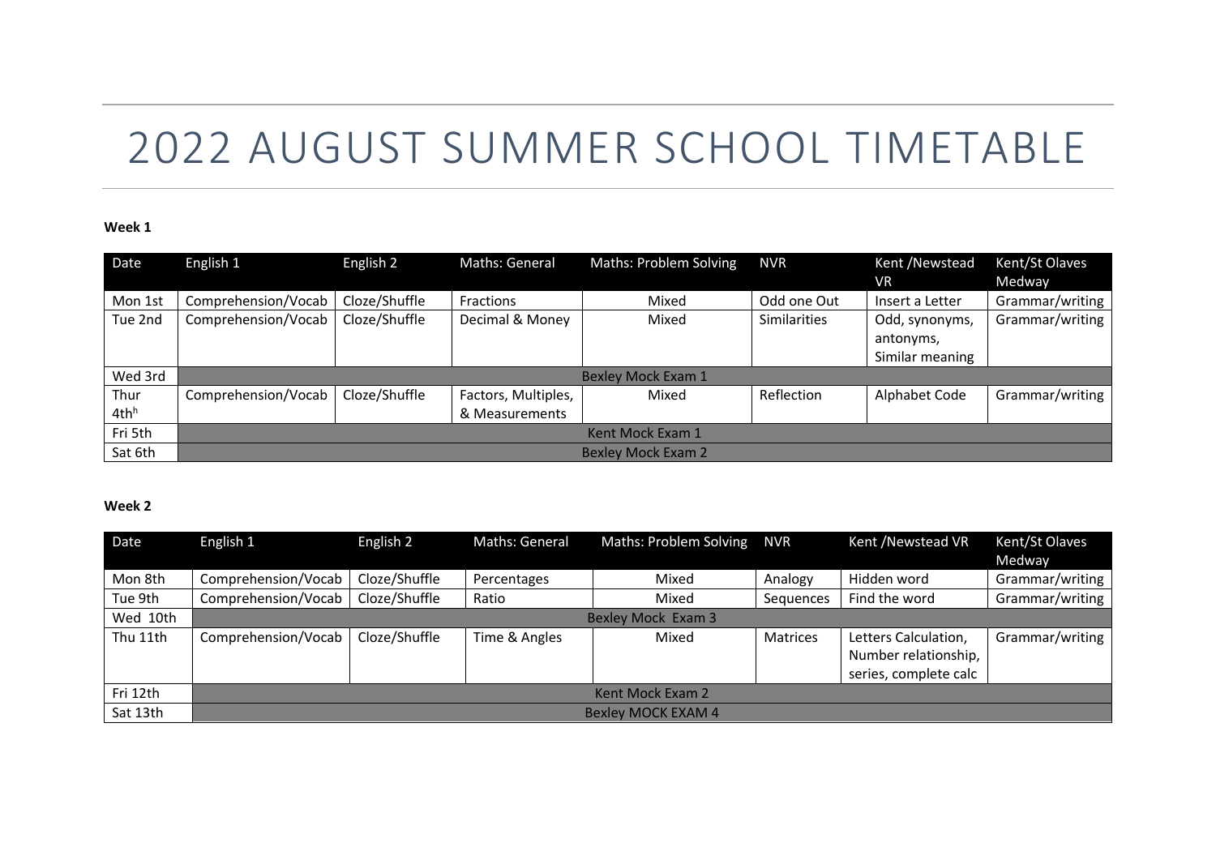# 2022 AUGUST SUMMER SCHOOL TIMETABLE

**Week 1**

| Date | English 1 | English 2 | Maths: General | Maths: Problem Solving | NVR | Kent /Newstead VR | Kent/St Olaves Medway |
|---|---|---|---|---|---|---|---|
| Mon 1st | Comprehension/Vocab | Cloze/Shuffle | Fractions | Mixed | Odd one Out | Insert a Letter | Grammar/writing |
| Tue 2nd | Comprehension/Vocab | Cloze/Shuffle | Decimal & Money | Mixed | Similarities | Odd, synonyms, antonyms, Similar meaning | Grammar/writing |
| Wed 3rd | Bexley Mock Exam 1 | | | | | | |
| Thur 4th[h] | Comprehension/Vocab | Cloze/Shuffle | Factors, Multiples, & Measurements | Mixed | Reflection | Alphabet Code | Grammar/writing |
| Fri 5th | Kent Mock Exam 1 | | | | | | |
| Sat 6th | Bexley Mock Exam 2 | | | | | | |

**Week 2**

| Date | English 1 | English 2 | Maths: General | Maths: Problem Solving | NVR | Kent /Newstead VR | Kent/St Olaves Medway |
|---|---|---|---|---|---|---|---|
| Mon 8th | Comprehension/Vocab | Cloze/Shuffle | Percentages | Mixed | Analogy | Hidden word | Grammar/writing |
| Tue 9th | Comprehension/Vocab | Cloze/Shuffle | Ratio | Mixed | Sequences | Find the word | Grammar/writing |
| Wed 10th | Bexley Mock Exam 3 | | | | | | |
| Thu 11th | Comprehension/Vocab | Cloze/Shuffle | Time & Angles | Mixed | Matrices | Letters Calculation, Number relationship, series, complete calc | Grammar/writing |
| Fri 12th | Kent Mock Exam 2 | | | | | | |
| Sat 13th | Bexley MOCK EXAM 4 | | | | | | |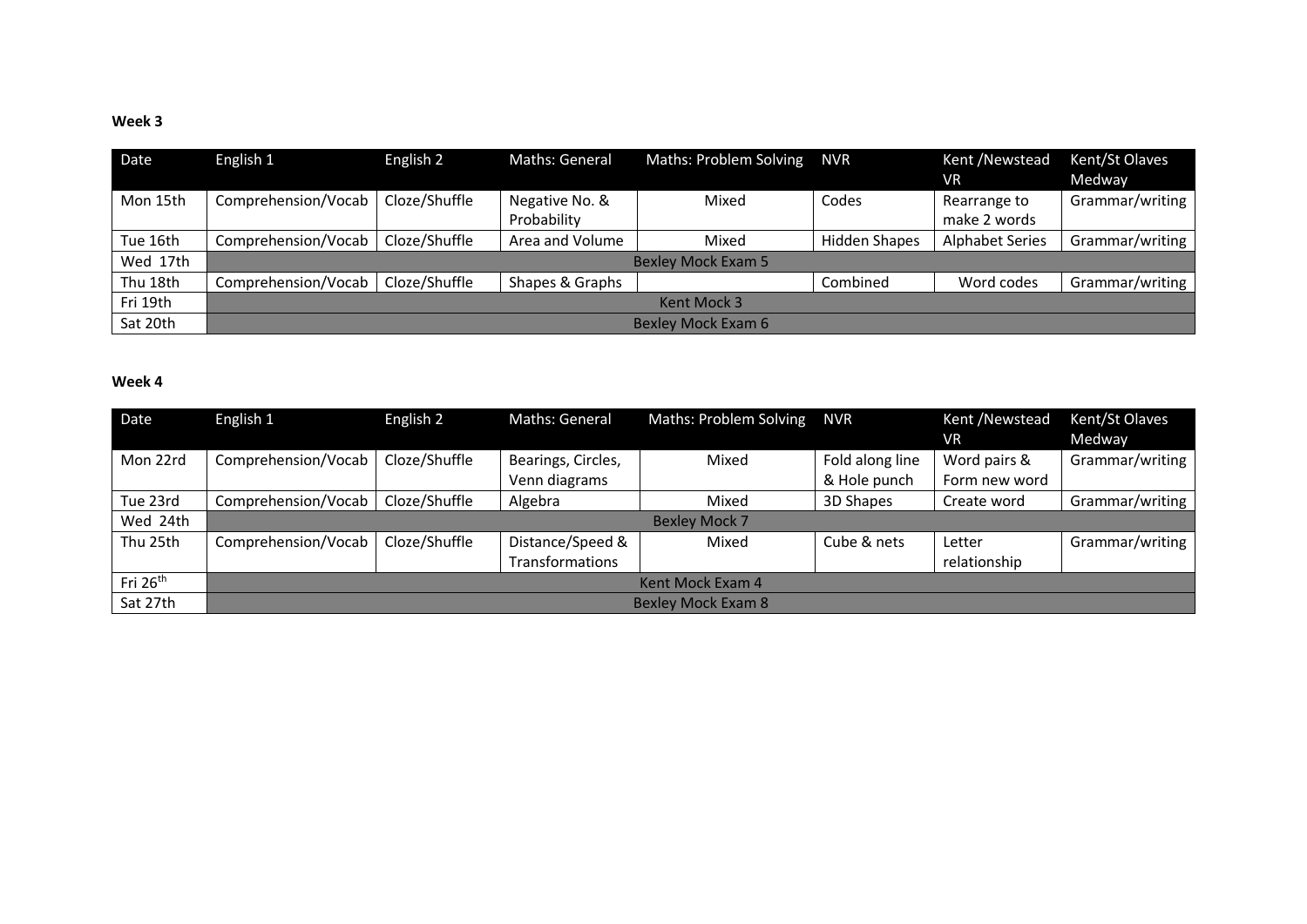**Week 3**

| Date | English 1 | English 2 | Maths: General | Maths: Problem Solving | NVR | Kent /Newstead VR | Kent/St Olaves Medway |
|---|---|---|---|---|---|---|---|
| Mon 15th | Comprehension/Vocab | Cloze/Shuffle | Negative No. & Probability | Mixed | Codes | Rearrange to make 2 words | Grammar/writing |
| Tue 16th | Comprehension/Vocab | Cloze/Shuffle | Area and Volume | Mixed | Hidden Shapes | Alphabet Series | Grammar/writing |
| Wed 17th | Bexley Mock Exam 5 | | | | | | |
| Thu 18th | Comprehension/Vocab | Cloze/Shuffle | Shapes & Graphs | | Combined | Word codes | Grammar/writing |
| Fri 19th | Kent Mock 3 | | | | | | |
| Sat 20th | Bexley Mock Exam 6 | | | | | | |

**Week 4**

| Date | English 1 | English 2 | Maths: General | Maths: Problem Solving | NVR | Kent /Newstead VR | Kent/St Olaves Medway |
|---|---|---|---|---|---|---|---|
| Mon 22rd | Comprehension/Vocab | Cloze/Shuffle | Bearings, Circles, Venn diagrams | Mixed | Fold along line & Hole punch | Word pairs & Form new word | Grammar/writing |
| Tue 23rd | Comprehension/Vocab | Cloze/Shuffle | Algebra | Mixed | 3D Shapes | Create word | Grammar/writing |
| Wed 24th | Bexley Mock 7 | | | | | | |
| Thu 25th | Comprehension/Vocab | Cloze/Shuffle | Distance/Speed & Transformations | Mixed | Cube & nets | Letter relationship | Grammar/writing |
| Fri 26th | Kent Mock Exam 4 | | | | | | |
| Sat 27th | Bexley Mock Exam 8 | | | | | | |